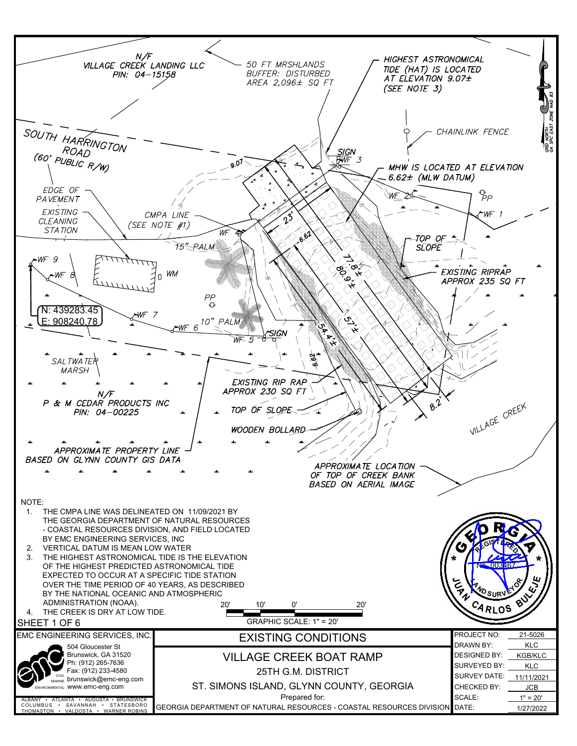N/F
VILLAGE CREEK LANDING LLC
PIN: 04–15158

50 FT MRSHLANDS BUFFER: DISTURBED AREA 2,096± SQ FT

HIGHEST ASTRONOMICAL TIDE (HAT) IS LOCATED AT ELEVATION 9.07± (SEE NOTE 3)

CHAINLINK FENCE

GRID NORTH GA SPC EAST ZONE NAD 83

SOUTH HARRINGTON ROAD (60' PUBLIC R/W)

SIGN WF 3

MHW IS LOCATED AT ELEVATION 6.62± (MLW DATUM)

9.07

EDGE OF PAVEMENT

WF 2

PP

WF 1

EXISTING CLEANING STATION

CMPA LINE (SEE NOTE #1)

23'

6.62

WF 4

TOP OF SLOPE

15" PALM

77.8'±

80.9'±

EXISTING RIPRAP APPROX 235 SQ FT

WF 9

WF 8

WM

PP

N: 439283.45
E: 908240.78

WF 7

10" PALM

WF 6

57.1'±

54.4'±

SIGN

WF 5

SALTWATER MARSH

6.62

EXISTING RIP RAP APPROX 230 SQ FT

N/F
P & M CEDAR PRODUCTS INC
PIN: 04–00225

TOP OF SLOPE

8.2'

VILLAGE CREEK

WOODEN BOLLARD

APPROXIMATE PROPERTY LINE BASED ON GLYNN COUNTY GIS DATA

APPROXIMATE LOCATION OF TOP OF CREEK BANK BASED ON AERIAL IMAGE

NOTE:

1. THE CMPA LINE WAS DELINEATED ON 11/09/2021 BY THE GEORGIA DEPARTMENT OF NATURAL RESOURCES - COASTAL RESOURCES DIVISION, AND FIELD LOCATED BY EMC ENGINEERING SERVICES, INC
2. VERTICAL DATUM IS MEAN LOW WATER
3. THE HIGHEST ASTRONOMICAL TIDE IS THE ELEVATION OF THE HIGHEST PREDICTED ASTRONOMICAL TIDE EXPECTED TO OCCUR AT A SPECIFIC TIDE STATION OVER THE TIME PERIOD OF 40 YEARS, AS DESCRIBED BY THE NATIONAL OCEANIC AND ATMOSPHERIC ADMINISTRATION (NOAA).
4. THE CREEK IS DRY AT LOW TIDE.

20' 10' 0' 20'
GRAPHIC SCALE: 1" = 20'

GEORGIA * REGISTERED No. 003467 LAND SURVEYOR * JUAN CARLOS BULEJE

SHEET 1 OF 6

EMC ENGINEERING SERVICES, INC.
504 Gloucester St
Brunswick, GA 31520
Ph: (912) 265-7636
Fax: (912) 233-4580
brunswick@emc-eng.com
www.emc-eng.com
CIVIL · MARINE · ENVIRONMENTAL
ALBANY • ATLANTA • AUGUSTA • BRUNSWICK
COLUMBUS • SAVANNAH • STATESBORO
THOMASTON • VALDOSTA • WARNER ROBINS

# EXISTING CONDITIONS

## VILLAGE CREEK BOAT RAMP

25TH G.M. DISTRICT

ST. SIMONS ISLAND, GLYNN COUNTY, GEORGIA

Prepared for:
GEORGIA DEPARTMENT OF NATURAL RESOURCES - COASTAL RESOURCES DIVISION

| | |
|---|---|
| PROJECT NO: | 21-5026 |
| DRAWN BY: | KLC |
| DESIGNED BY: | KGB/KLC |
| SURVEYED BY: | KLC |
| SURVEY DATE: | 11/11/2021 |
| CHECKED BY: | JCB |
| SCALE: | 1" = 20' |
| DATE: | 1/27/2022 |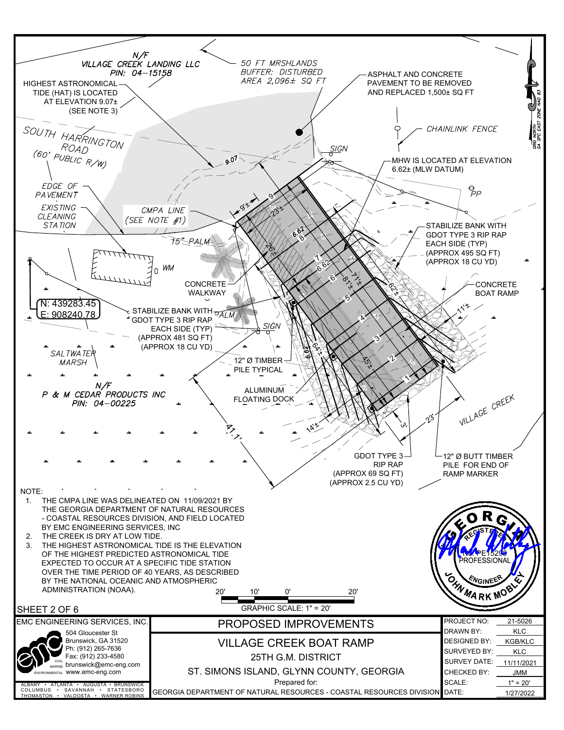N/F
VILLAGE CREEK LANDING LLC
PIN: 04–15158

50 FT MRSHLANDS BUFFER: DISTURBED AREA 2,096± SQ FT

HIGHEST ASTRONOMICAL TIDE (HAT) IS LOCATED AT ELEVATION 9.07± (SEE NOTE 3)

ASPHALT AND CONCRETE PAVEMENT TO BE REMOVED AND REPLACED 1,500± SQ FT

SOUTH HARRINGTON ROAD (60' PUBLIC R/W)

CHAINLINK FENCE

SIGN

MHW IS LOCATED AT ELEVATION 6.62± (MLW DATUM)

GRID NORTH GA SPC EAST ZONE NAD 83

EDGE OF PAVEMENT

EXISTING CLEANING STATION

CMPA LINE (SEE NOTE #1)

PP

STABILIZE BANK WITH GDOT TYPE 3 RIP RAP EACH SIDE (TYP) (APPROX 495 SQ FT) (APPROX 18 CU YD)

15" PALM

WM

CONCRETE WALKWAY

CONCRETE BOAT RAMP

N: 439283.45
E: 908240.78

STABILIZE BANK WITH GDOT TYPE 3 RIP RAP EACH SIDE (TYP) (APPROX 481 SQ FT) (APPROX 18 CU YD)

PALM

SIGN

SALTWATER MARSH

12" Ø TIMBER PILE TYPICAL

N/F
P & M CEDAR PRODUCTS INC
PIN: 04–00225

ALUMINUM FLOATING DOCK

VILLAGE CREEK

GDOT TYPE 3 RIP RAP (APPROX 69 SQ FT) (APPROX 2.5 CU YD)

12" Ø BUTT TIMBER PILE FOR END OF RAMP MARKER

NOTE:
1. THE CMPA LINE WAS DELINEATED ON 11/09/2021 BY THE GEORGIA DEPARTMENT OF NATURAL RESOURCES - COASTAL RESOURCES DIVISION, AND FIELD LOCATED BY EMC ENGINEERING SERVICES, INC
2. THE CREEK IS DRY AT LOW TIDE.
3. THE HIGHEST ASTRONOMICAL TIDE IS THE ELEVATION OF THE HIGHEST PREDICTED ASTRONOMICAL TIDE EXPECTED TO OCCUR AT A SPECIFIC TIDE STATION OVER THE TIME PERIOD OF 40 YEARS, AS DESCRIBED BY THE NATIONAL OCEANIC AND ATMOSPHERIC ADMINISTRATION (NOAA).

GRAPHIC SCALE: 1" = 20'

GEORGIA REGISTERED PROFESSIONAL ENGINEER No. PE15296 JOHN MARK MOBLEY

SHEET 2 OF 6

EMC ENGINEERING SERVICES, INC.
504 Gloucester St
Brunswick, GA 31520
Ph: (912) 265-7636
Fax: (912) 233-4580
brunswick@emc-eng.com
www.emc-eng.com
ALBANY • ATLANTA • AUGUSTA • BRUNSWICK
COLUMBUS • SAVANNAH • STATESBORO
THOMASTON • VALDOSTA • WARNER ROBINS

# PROPOSED IMPROVEMENTS

## VILLAGE CREEK BOAT RAMP

25TH G.M. DISTRICT
ST. SIMONS ISLAND, GLYNN COUNTY, GEORGIA
Prepared for:
GEORGIA DEPARTMENT OF NATURAL RESOURCES - COASTAL RESOURCES DIVISION

| | |
|---|---|
| PROJECT NO: | 21-5026 |
| DRAWN BY: | KLC |
| DESIGNED BY: | KGB/KLC |
| SURVEYED BY: | KLC |
| SURVEY DATE: | 11/11/2021 |
| CHECKED BY: | JMM |
| SCALE: | 1" = 20' |
| DATE: | 1/27/2022 |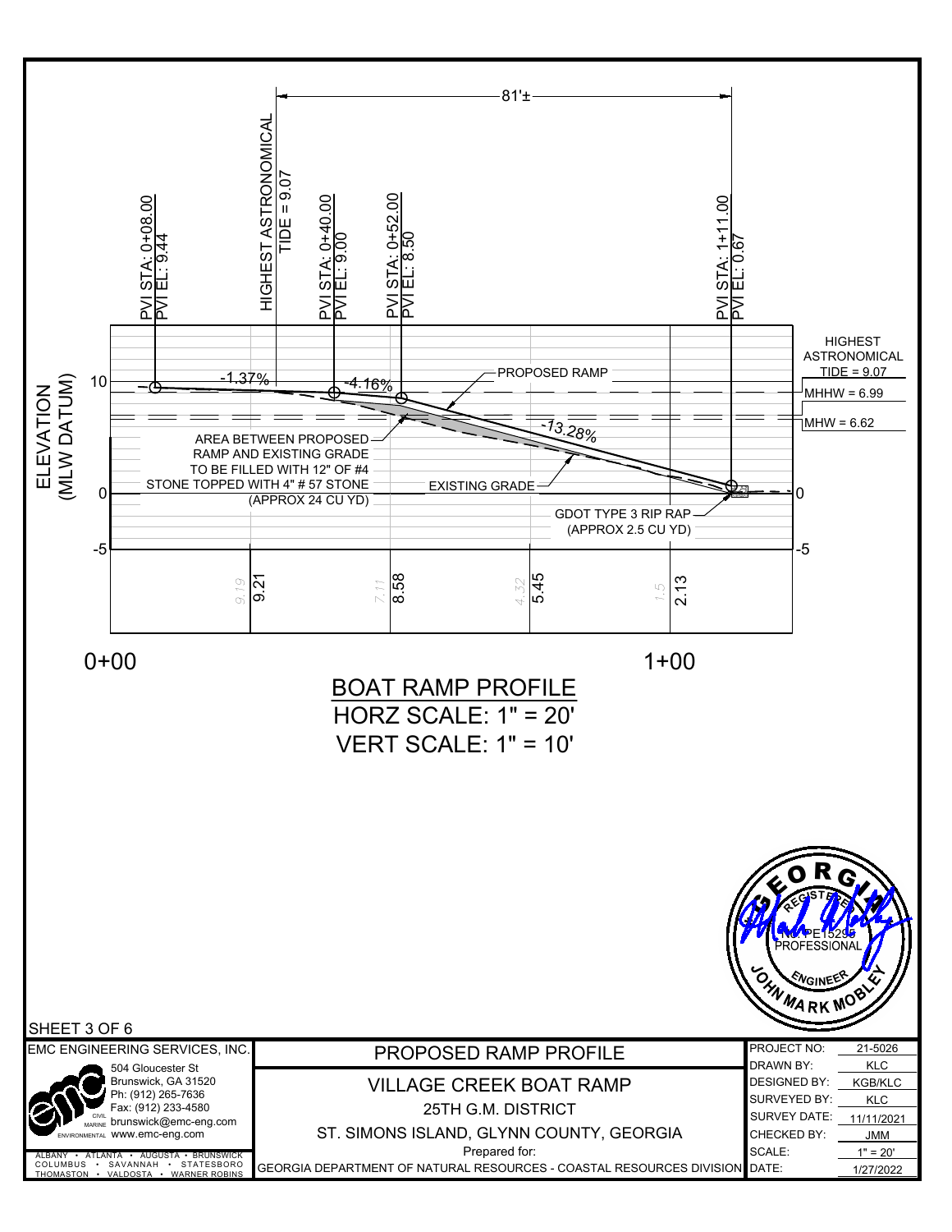81'±

PVI STA: 0+08.00
PVI EL: 9.44

HIGHEST ASTRONOMICAL TIDE = 9.07

PVI STA: 0+40.00
PVI EL: 9.00

PVI STA: 0+52.00
PVI EL: 8.50

PVI STA: 1+11.00
PVI EL: 0.67

ELEVATION (MLW DATUM)

10

0

-5

-1.37%

-4.16%

-13.28%

PROPOSED RAMP

AREA BETWEEN PROPOSED RAMP AND EXISTING GRADE TO BE FILLED WITH 12" OF #4 STONE TOPPED WITH 4" # 57 STONE (APPROX 24 CU YD)

EXISTING GRADE

GDOT TYPE 3 RIP RAP (APPROX 2.5 CU YD)

HIGHEST ASTRONOMICAL TIDE = 9.07

MHHW = 6.99

MHW = 6.62

| 9.19 | 9.21 | 7.11 | 8.58 | 4.32 | 5.45 | 1.5 | 2.13 |
|---|---|---|---|---|---|---|---|

0+00

1+00

# BOAT RAMP PROFILE

HORZ SCALE: 1" = 20'

VERT SCALE: 1" = 10'

GEORGIA REGISTERED No. PE15296 PROFESSIONAL ENGINEER JOHN MARK MOBLEY

SHEET 3 OF 6

EMC ENGINEERING SERVICES, INC.
504 Gloucester St
Brunswick, GA 31520
Ph: (912) 265-7636
Fax: (912) 233-4580
brunswick@emc-eng.com
www.emc-eng.com
CIVIL · MARINE · ENVIRONMENTAL
ALBANY • ATLANTA • AUGUSTA • BRUNSWICK
COLUMBUS • SAVANNAH • STATESBORO
THOMASTON • VALDOSTA • WARNER ROBINS

## PROPOSED RAMP PROFILE

VILLAGE CREEK BOAT RAMP
25TH G.M. DISTRICT
ST. SIMONS ISLAND, GLYNN COUNTY, GEORGIA
Prepared for:
GEORGIA DEPARTMENT OF NATURAL RESOURCES - COASTAL RESOURCES DIVISION

| | |
|---|---|
| PROJECT NO: | 21-5026 |
| DRAWN BY: | KLC |
| DESIGNED BY: | KGB/KLC |
| SURVEYED BY: | KLC |
| SURVEY DATE: | 11/11/2021 |
| CHECKED BY: | JMM |
| SCALE: | 1" = 20' |
| DATE: | 1/27/2022 |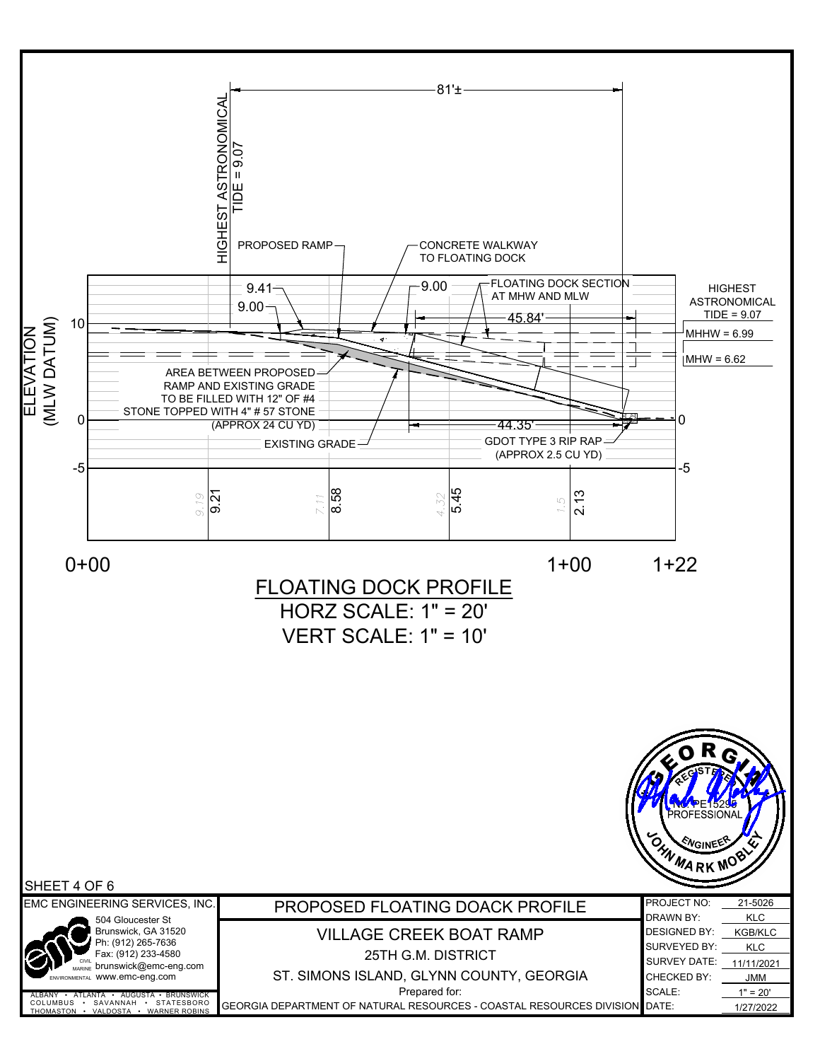HIGHEST ASTRONOMICAL TIDE = 9.07

81'±

PROPOSED RAMP

CONCRETE WALKWAY TO FLOATING DOCK

9.41

9.00

9.00

FLOATING DOCK SECTION AT MHW AND MLW

45.84'

HIGHEST ASTRONOMICAL TIDE = 9.07

MHHW = 6.99

MHW = 6.62

ELEVATION (MLW DATUM)

10

0

-5

AREA BETWEEN PROPOSED RAMP AND EXISTING GRADE TO BE FILLED WITH 12" OF #4 STONE TOPPED WITH 4" # 57 STONE (APPROX 24 CU YD)

44.35'

EXISTING GRADE

GDOT TYPE 3 RIP RAP (APPROX 2.5 CU YD)

| 9.19 | 7.11 | 4.32 | 1.5 |
|---|---|---|---|
| 9.21 | 8.58 | 5.45 | 2.13 |

0+00 &nbsp;&nbsp;&nbsp;&nbsp; 1+00 &nbsp;&nbsp;&nbsp;&nbsp; 1+22

# FLOATING DOCK PROFILE

HORZ SCALE: 1" = 20'

VERT SCALE: 1" = 10'

GEORGIA REGISTERED No. PE15296 PROFESSIONAL ENGINEER JOHN MARK MOBLEY

SHEET 4 OF 6

**EMC ENGINEERING SERVICES, INC.**
504 Gloucester St
Brunswick, GA 31520
Ph: (912) 265-7636
Fax: (912) 233-4580
brunswick@emc-eng.com
www.emc-eng.com
CIVIL · MARINE · ENVIRONMENTAL
ALBANY • ATLANTA • AUGUSTA • BRUNSWICK
COLUMBUS • SAVANNAH • STATESBORO
THOMASTON • VALDOSTA • WARNER ROBINS

## PROPOSED FLOATING DOACK PROFILE

VILLAGE CREEK BOAT RAMP
25TH G.M. DISTRICT
ST. SIMONS ISLAND, GLYNN COUNTY, GEORGIA
Prepared for:
GEORGIA DEPARTMENT OF NATURAL RESOURCES - COASTAL RESOURCES DIVISION

| | |
|---|---|
| PROJECT NO: | 21-5026 |
| DRAWN BY: | KLC |
| DESIGNED BY: | KGB/KLC |
| SURVEYED BY: | KLC |
| SURVEY DATE: | 11/11/2021 |
| CHECKED BY: | JMM |
| SCALE: | 1" = 20' |
| DATE: | 1/27/2022 |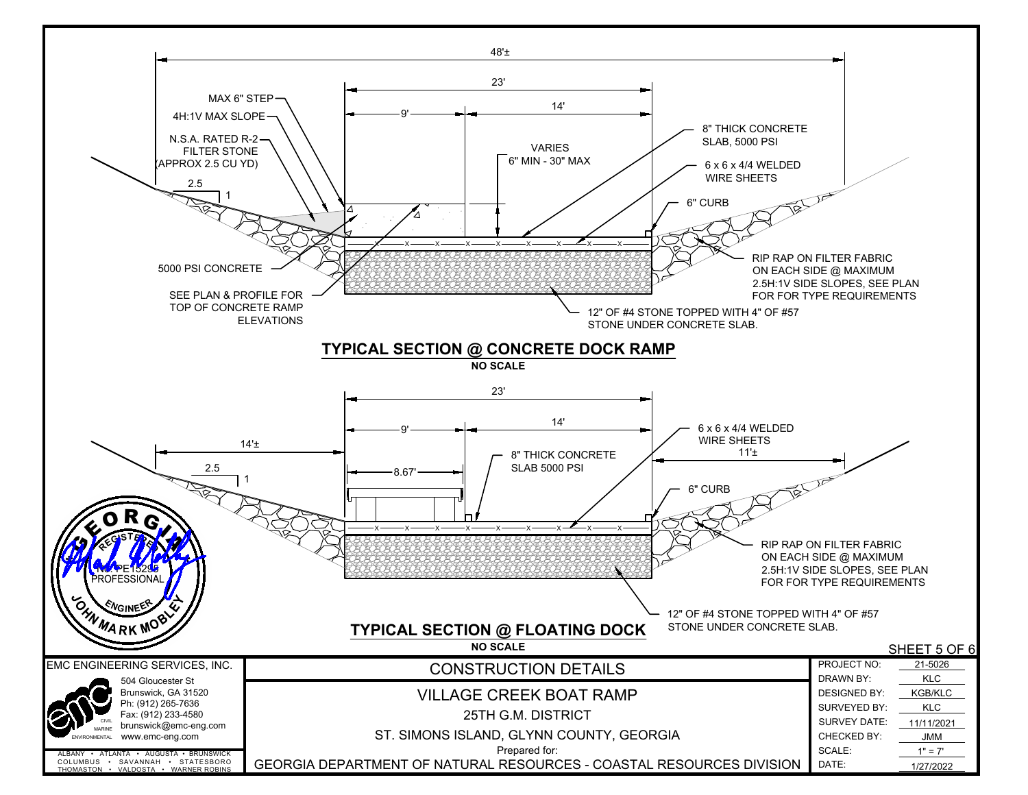## TYPICAL SECTION @ CONCRETE DOCK RAMP

**NO SCALE**

- 48'±
- 23'
- 9'
- 14'
- MAX 6" STEP
- 4H:1V MAX SLOPE
- N.S.A. RATED R-2 FILTER STONE (APPROX 2.5 CU YD)
- 2.5
- 1
- VARIES 6" MIN - 30" MAX
- 8" THICK CONCRETE SLAB, 5000 PSI
- 6 x 6 x 4/4 WELDED WIRE SHEETS
- 6" CURB
- 5000 PSI CONCRETE
- SEE PLAN & PROFILE FOR TOP OF CONCRETE RAMP ELEVATIONS
- RIP RAP ON FILTER FABRIC ON EACH SIDE @ MAXIMUM 2.5H:1V SIDE SLOPES, SEE PLAN FOR FOR TYPE REQUIREMENTS
- 12" OF #4 STONE TOPPED WITH 4" OF #57 STONE UNDER CONCRETE SLAB.

## TYPICAL SECTION @ FLOATING DOCK

**NO SCALE**

- 23'
- 9'
- 14'
- 14'±
- 11'±
- 2.5
- 1
- 8.67'
- 8" THICK CONCRETE SLAB 5000 PSI
- 6 x 6 x 4/4 WELDED WIRE SHEETS
- 6" CURB
- RIP RAP ON FILTER FABRIC ON EACH SIDE @ MAXIMUM 2.5H:1V SIDE SLOPES, SEE PLAN FOR FOR TYPE REQUIREMENTS
- 12" OF #4 STONE TOPPED WITH 4" OF #57 STONE UNDER CONCRETE SLAB.

GEORGIA REGISTERED PROFESSIONAL ENGINEER No. PE15295 JOHN MARK MOBLEY

EMC ENGINEERING SERVICES, INC.
504 Gloucester St
Brunswick, GA 31520
Ph: (912) 265-7636
Fax: (912) 233-4580
brunswick@emc-eng.com
www.emc-eng.com
CIVIL MARINE ENVIRONMENTAL
ALBANY • ATLANTA • AUGUSTA • BRUNSWICK
COLUMBUS • SAVANNAH • STATESBORO
THOMASTON • VALDOSTA • WARNER ROBINS

CONSTRUCTION DETAILS

VILLAGE CREEK BOAT RAMP
25TH G.M. DISTRICT
ST. SIMONS ISLAND, GLYNN COUNTY, GEORGIA
Prepared for:
GEORGIA DEPARTMENT OF NATURAL RESOURCES - COASTAL RESOURCES DIVISION

| | |
|---|---|
| PROJECT NO: | 21-5026 |
| DRAWN BY: | KLC |
| DESIGNED BY: | KGB/KLC |
| SURVEYED BY: | KLC |
| SURVEY DATE: | 11/11/2021 |
| CHECKED BY: | JMM |
| SCALE: | 1" = 7' |
| DATE: | 1/27/2022 |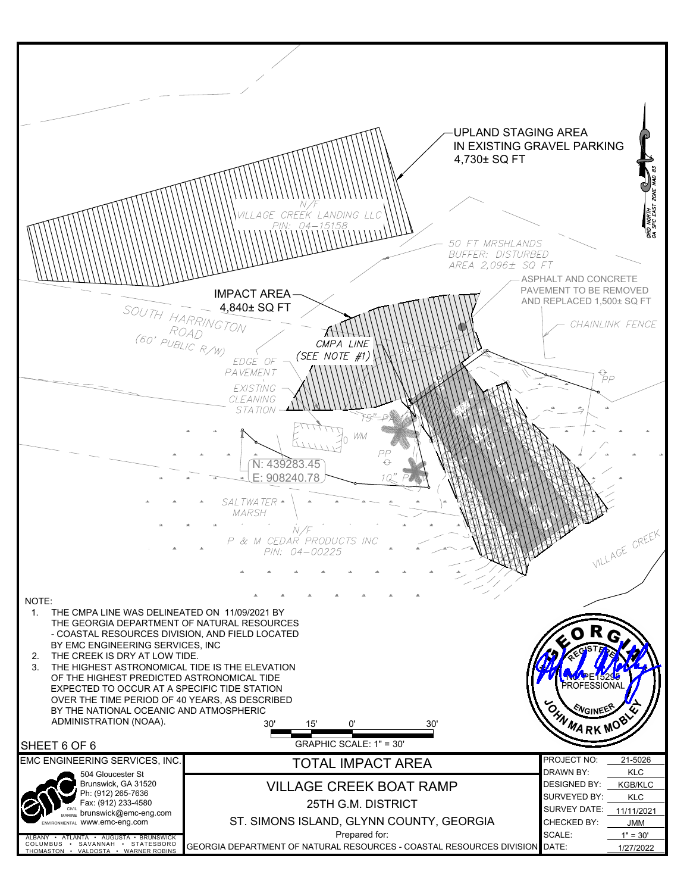UPLAND STAGING AREA
IN EXISTING GRAVEL PARKING
4,730± SQ FT

N/F
VILLAGE CREEK LANDING LLC
PIN: 04-15158

50 FT MRSHLANDS
BUFFER: DISTURBED
AREA 2,096± SQ FT

ASPHALT AND CONCRETE
PAVEMENT TO BE REMOVED
AND REPLACED 1,500± SQ FT

IMPACT AREA
4,840± SQ FT

SOUTH HARRINGTON
ROAD
(60' PUBLIC R/W)

CHAINLINK FENCE

CMPA LINE
(SEE NOTE #1)

EDGE OF
PAVEMENT

EXISTING
CLEANING
STATION

PP

15" P

WM

PP

10" P

N: 439283.45
E: 908240.78

SALTWATER
MARSH

N/F
P & M CEDAR PRODUCTS INC
PIN: 04-00225

VILLAGE CREEK

GRID NORTH
GA SPC EAST ZONE NAD 83

NOTE:

1. THE CMPA LINE WAS DELINEATED ON 11/09/2021 BY THE GEORGIA DEPARTMENT OF NATURAL RESOURCES - COASTAL RESOURCES DIVISION, AND FIELD LOCATED BY EMC ENGINEERING SERVICES, INC
2. THE CREEK IS DRY AT LOW TIDE.
3. THE HIGHEST ASTRONOMICAL TIDE IS THE ELEVATION OF THE HIGHEST PREDICTED ASTRONOMICAL TIDE EXPECTED TO OCCUR AT A SPECIFIC TIDE STATION OVER THE TIME PERIOD OF 40 YEARS, AS DESCRIBED BY THE NATIONAL OCEANIC AND ATMOSPHERIC ADMINISTRATION (NOAA).

30' 15' 0' 30'
GRAPHIC SCALE: 1" = 30'

GEORGIA
REGISTERED
No. PE15296
PROFESSIONAL
ENGINEER
JOHN MARK MOBLEY

SHEET 6 OF 6

EMC ENGINEERING SERVICES, INC.
504 Gloucester St
Brunswick, GA 31520
Ph: (912) 265-7636
Fax: (912) 233-4580
brunswick@emc-eng.com
www.emc-eng.com
CIVIL MARINE ENVIRONMENTAL
ALBANY • ATLANTA • AUGUSTA • BRUNSWICK
COLUMBUS • SAVANNAH • STATESBORO
THOMASTON • VALDOSTA • WARNER ROBINS

# TOTAL IMPACT AREA

## VILLAGE CREEK BOAT RAMP

25TH G.M. DISTRICT

ST. SIMONS ISLAND, GLYNN COUNTY, GEORGIA

Prepared for:
GEORGIA DEPARTMENT OF NATURAL RESOURCES - COASTAL RESOURCES DIVISION

| | |
|---|---|
| PROJECT NO: | 21-5026 |
| DRAWN BY: | KLC |
| DESIGNED BY: | KGB/KLC |
| SURVEYED BY: | KLC |
| SURVEY DATE: | 11/11/2021 |
| CHECKED BY: | JMM |
| SCALE: | 1" = 30' |
| DATE: | 1/27/2022 |